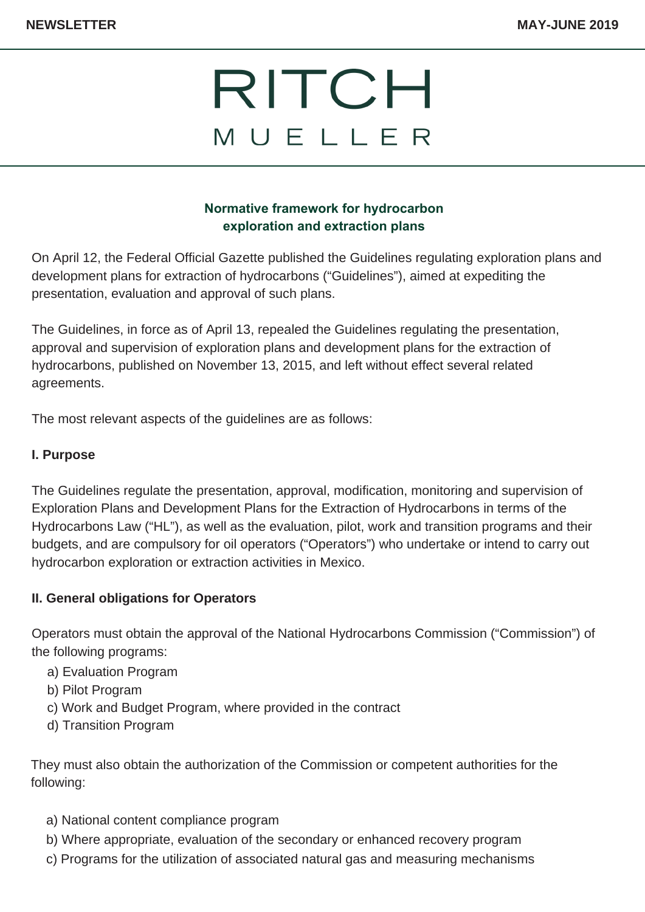NEWSLETTER MAY-JUNE 2019

# RITCH MUELLER

## Normative framework for hydrocarbon exploration and extraction plans

On April 12, the Federal Official Gazette published the Guidelines regulating exploration plans and development plans for extraction of hydrocarbons ("Guidelines"), aimed at expediting the presentation, evaluation and approval of such plans.

The Guidelines, in force as of April 13, repealed the Guidelines regulating the presentation, approval and supervision of exploration plans and development plans for the extraction of hydrocarbons, published on November 13, 2015, and left without effect several related agreements.

The most relevant aspects of the guidelines are as follows:

**I. Purpose**

The Guidelines regulate the presentation, approval, modification, monitoring and supervision of Exploration Plans and Development Plans for the Extraction of Hydrocarbons in terms of the Hydrocarbons Law ("HL"), as well as the evaluation, pilot, work and transition programs and their budgets, and are compulsory for oil operators ("Operators") who undertake or intend to carry out hydrocarbon exploration or extraction activities in Mexico.

**II. General obligations for Operators**

Operators must obtain the approval of the National Hydrocarbons Commission ("Commission") of the following programs:

a) Evaluation Program
b) Pilot Program
c) Work and Budget Program, where provided in the contract
d) Transition Program

They must also obtain the authorization of the Commission or competent authorities for the following:

a) National content compliance program
b) Where appropriate, evaluation of the secondary or enhanced recovery program
c) Programs for the utilization of associated natural gas and measuring mechanisms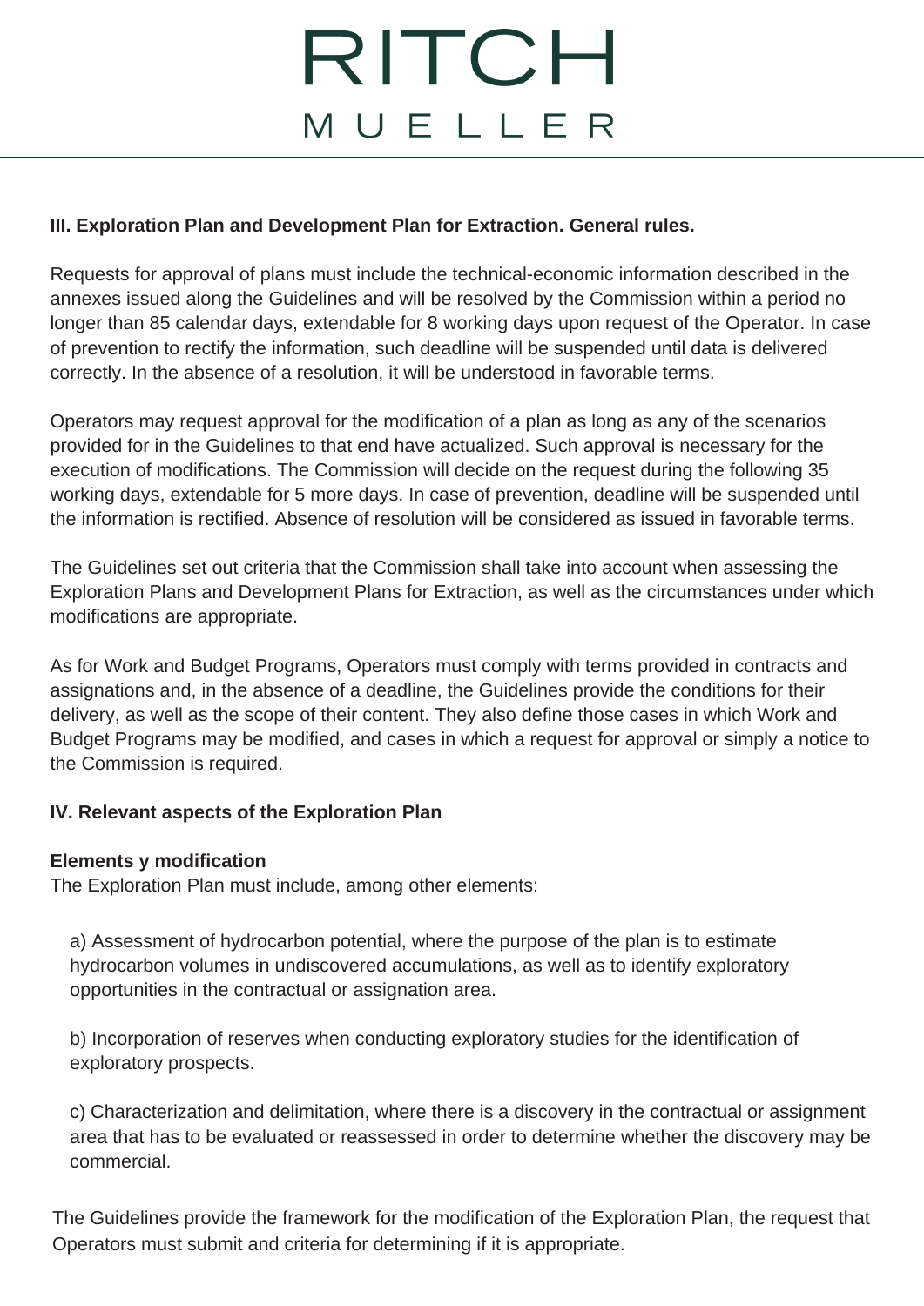### III. Exploration Plan and Development Plan for Extraction. General rules.

Requests for approval of plans must include the technical-economic information described in the annexes issued along the Guidelines and will be resolved by the Commission within a period no longer than 85 calendar days, extendable for 8 working days upon request of the Operator. In case of prevention to rectify the information, such deadline will be suspended until data is delivered correctly. In the absence of a resolution, it will be understood in favorable terms.

Operators may request approval for the modification of a plan as long as any of the scenarios provided for in the Guidelines to that end have actualized. Such approval is necessary for the execution of modifications. The Commission will decide on the request during the following 35 working days, extendable for 5 more days. In case of prevention, deadline will be suspended until the information is rectified. Absence of resolution will be considered as issued in favorable terms.

The Guidelines set out criteria that the Commission shall take into account when assessing the Exploration Plans and Development Plans for Extraction, as well as the circumstances under which modifications are appropriate.

As for Work and Budget Programs, Operators must comply with terms provided in contracts and assignations and, in the absence of a deadline, the Guidelines provide the conditions for their delivery, as well as the scope of their content. They also define those cases in which Work and Budget Programs may be modified, and cases in which a request for approval or simply a notice to the Commission is required.

### IV. Relevant aspects of the Exploration Plan

**Elements y modification**

The Exploration Plan must include, among other elements:

a) Assessment of hydrocarbon potential, where the purpose of the plan is to estimate hydrocarbon volumes in undiscovered accumulations, as well as to identify exploratory opportunities in the contractual or assignation area.

b) Incorporation of reserves when conducting exploratory studies for the identification of exploratory prospects.

c) Characterization and delimitation, where there is a discovery in the contractual or assignment area that has to be evaluated or reassessed in order to determine whether the discovery may be commercial.

The Guidelines provide the framework for the modification of the Exploration Plan, the request that Operators must submit and criteria for determining if it is appropriate.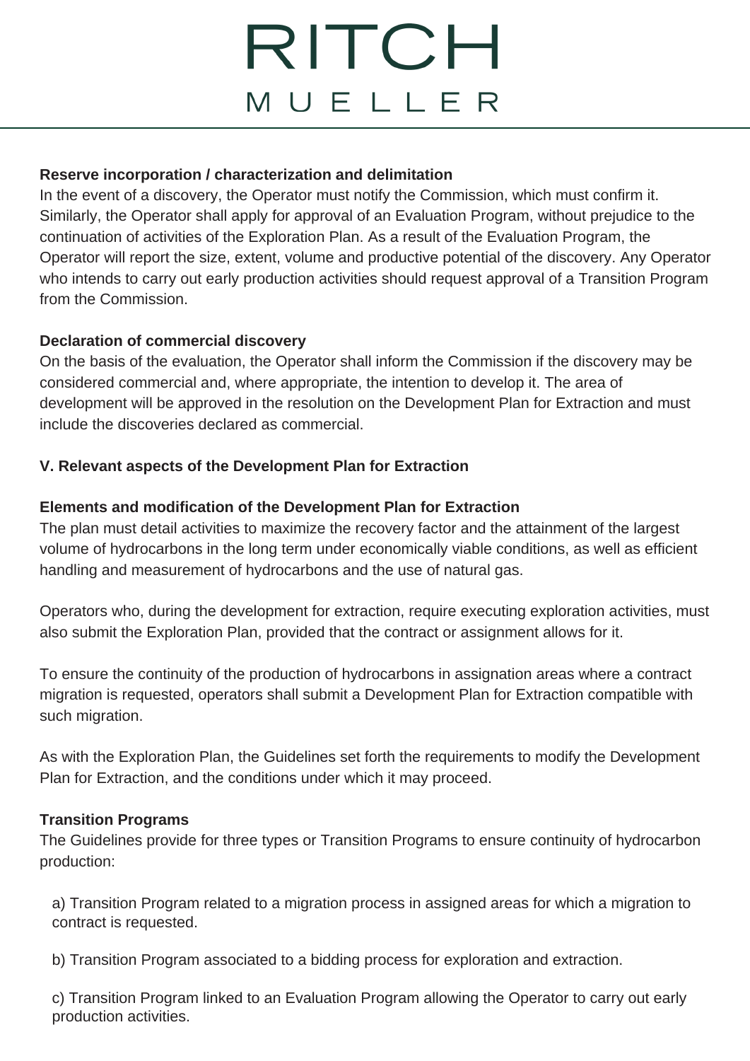**Reserve incorporation / characterization and delimitation**

In the event of a discovery, the Operator must notify the Commission, which must confirm it. Similarly, the Operator shall apply for approval of an Evaluation Program, without prejudice to the continuation of activities of the Exploration Plan. As a result of the Evaluation Program, the Operator will report the size, extent, volume and productive potential of the discovery. Any Operator who intends to carry out early production activities should request approval of a Transition Program from the Commission.

**Declaration of commercial discovery**

On the basis of the evaluation, the Operator shall inform the Commission if the discovery may be considered commercial and, where appropriate, the intention to develop it. The area of development will be approved in the resolution on the Development Plan for Extraction and must include the discoveries declared as commercial.

## V. Relevant aspects of the Development Plan for Extraction

**Elements and modification of the Development Plan for Extraction**

The plan must detail activities to maximize the recovery factor and the attainment of the largest volume of hydrocarbons in the long term under economically viable conditions, as well as efficient handling and measurement of hydrocarbons and the use of natural gas.

Operators who, during the development for extraction, require executing exploration activities, must also submit the Exploration Plan, provided that the contract or assignment allows for it.

To ensure the continuity of the production of hydrocarbons in assignation areas where a contract migration is requested, operators shall submit a Development Plan for Extraction compatible with such migration.

As with the Exploration Plan, the Guidelines set forth the requirements to modify the Development Plan for Extraction, and the conditions under which it may proceed.

**Transition Programs**

The Guidelines provide for three types or Transition Programs to ensure continuity of hydrocarbon production:

a) Transition Program related to a migration process in assigned areas for which a migration to contract is requested.

b) Transition Program associated to a bidding process for exploration and extraction.

c) Transition Program linked to an Evaluation Program allowing the Operator to carry out early production activities.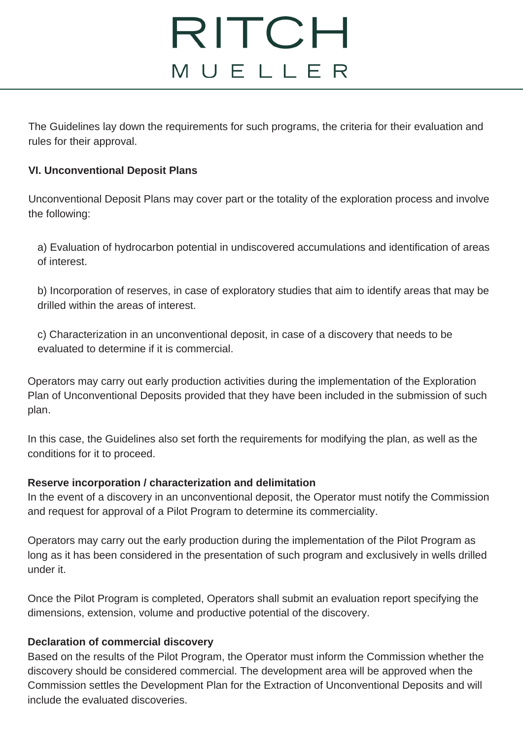The Guidelines lay down the requirements for such programs, the criteria for their evaluation and rules for their approval.

**VI. Unconventional Deposit Plans**

Unconventional Deposit Plans may cover part or the totality of the exploration process and involve the following:

a) Evaluation of hydrocarbon potential in undiscovered accumulations and identification of areas of interest.

b) Incorporation of reserves, in case of exploratory studies that aim to identify areas that may be drilled within the areas of interest.

c) Characterization in an unconventional deposit, in case of a discovery that needs to be evaluated to determine if it is commercial.

Operators may carry out early production activities during the implementation of the Exploration Plan of Unconventional Deposits provided that they have been included in the submission of such plan.

In this case, the Guidelines also set forth the requirements for modifying the plan, as well as the conditions for it to proceed.

**Reserve incorporation / characterization and delimitation**

In the event of a discovery in an unconventional deposit, the Operator must notify the Commission and request for approval of a Pilot Program to determine its commerciality.

Operators may carry out the early production during the implementation of the Pilot Program as long as it has been considered in the presentation of such program and exclusively in wells drilled under it.

Once the Pilot Program is completed, Operators shall submit an evaluation report specifying the dimensions, extension, volume and productive potential of the discovery.

**Declaration of commercial discovery**

Based on the results of the Pilot Program, the Operator must inform the Commission whether the discovery should be considered commercial. The development area will be approved when the Commission settles the Development Plan for the Extraction of Unconventional Deposits and will include the evaluated discoveries.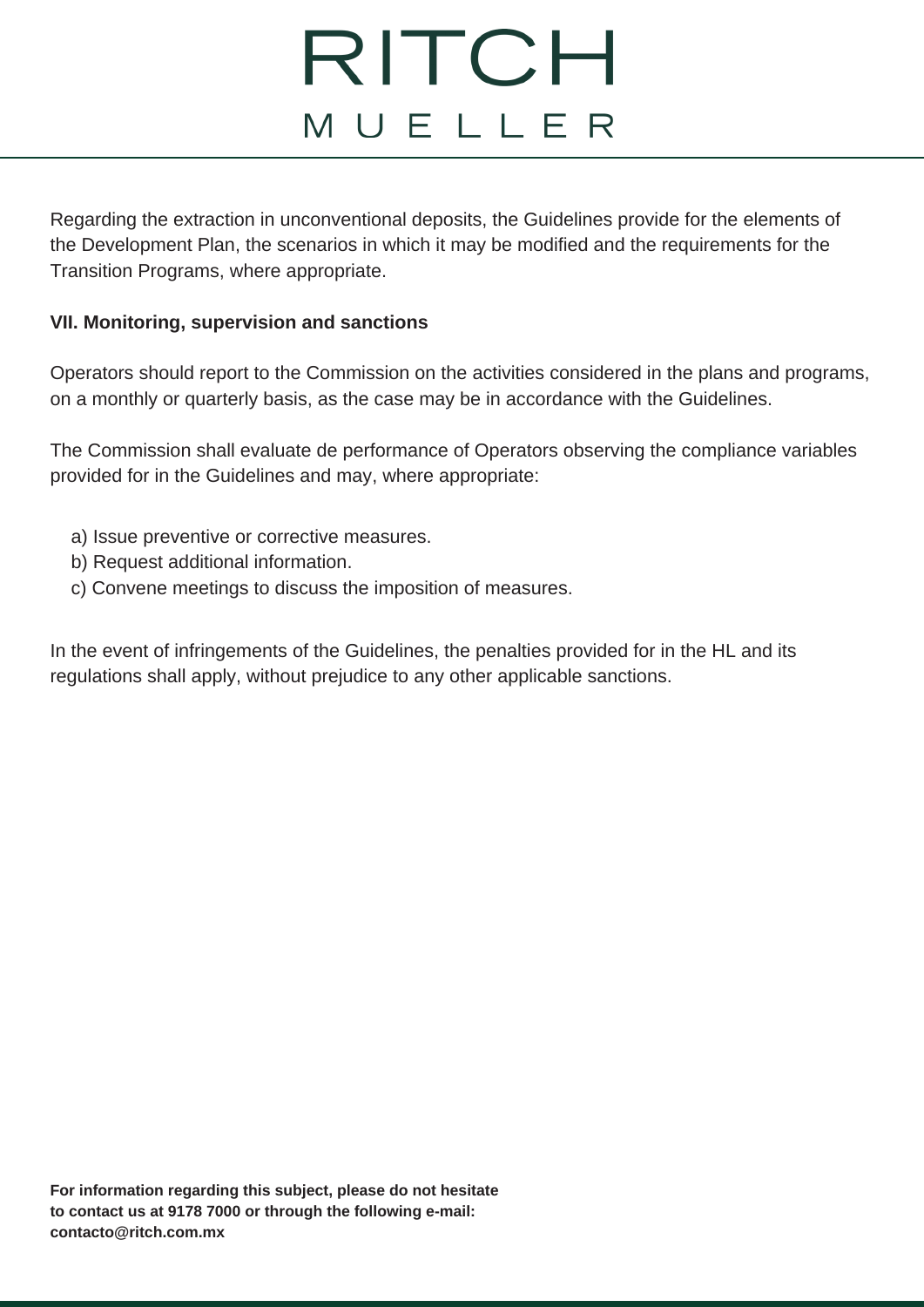Regarding the extraction in unconventional deposits, the Guidelines provide for the elements of the Development Plan, the scenarios in which it may be modified and the requirements for the Transition Programs, where appropriate.

**VII. Monitoring, supervision and sanctions**

Operators should report to the Commission on the activities considered in the plans and programs, on a monthly or quarterly basis, as the case may be in accordance with the Guidelines.

The Commission shall evaluate de performance of Operators observing the compliance variables provided for in the Guidelines and may, where appropriate:

a) Issue preventive or corrective measures.
b) Request additional information.
c) Convene meetings to discuss the imposition of measures.

In the event of infringements of the Guidelines, the penalties provided for in the HL and its regulations shall apply, without prejudice to any other applicable sanctions.

**For information regarding this subject, please do not hesitate to contact us at 9178 7000 or through the following e-mail: contacto@ritch.com.mx**